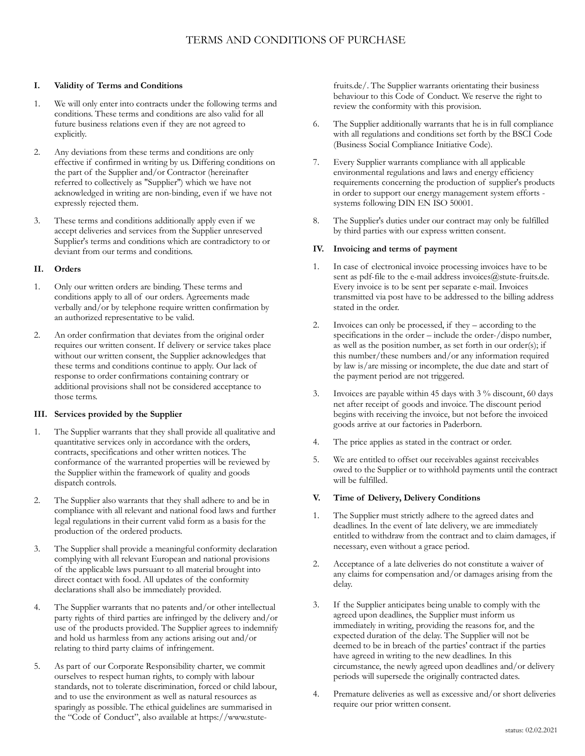# TERMS AND CONDITIONS OF PURCHASE

## I. Validity of Terms and Conditions

1. We will only enter into contracts under the following terms and conditions. These terms and conditions are also valid for all future business relations even if they are not agreed to explicitly.

2. Any deviations from these terms and conditions are only effective if confirmed in writing by us. Differing conditions on the part of the Supplier and/or Contractor (hereinafter referred to collectively as "Supplier") which we have not acknowledged in writing are non-binding, even if we have not expressly rejected them.

3. These terms and conditions additionally apply even if we accept deliveries and services from the Supplier unreserved Supplier's terms and conditions which are contradictory to or deviant from our terms and conditions.

## II. Orders

1. Only our written orders are binding. These terms and conditions apply to all of our orders. Agreements made verbally and/or by telephone require written confirmation by an authorized representative to be valid.

2. An order confirmation that deviates from the original order requires our written consent. If delivery or service takes place without our written consent, the Supplier acknowledges that these terms and conditions continue to apply. Our lack of response to order confirmations containing contrary or additional provisions shall not be considered acceptance to those terms.

## III. Services provided by the Supplier

1. The Supplier warrants that they shall provide all qualitative and quantitative services only in accordance with the orders, contracts, specifications and other written notices. The conformance of the warranted properties will be reviewed by the Supplier within the framework of quality and goods dispatch controls.

2. The Supplier also warrants that they shall adhere to and be in compliance with all relevant and national food laws and further legal regulations in their current valid form as a basis for the production of the ordered products.

3. The Supplier shall provide a meaningful conformity declaration complying with all relevant European and national provisions of the applicable laws pursuant to all material brought into direct contact with food. All updates of the conformity declarations shall also be immediately provided.

4. The Supplier warrants that no patents and/or other intellectual party rights of third parties are infringed by the delivery and/or use of the products provided. The Supplier agrees to indemnify and hold us harmless from any actions arising out and/or relating to third party claims of infringement.

5. As part of our Corporate Responsibility charter, we commit ourselves to respect human rights, to comply with labour standards, not to tolerate discrimination, forced or child labour, and to use the environment as well as natural resources as sparingly as possible. The ethical guidelines are summarised in the "Code of Conduct", also available at https://www.stute-fruits.de/. The Supplier warrants orientating their business behaviour to this Code of Conduct. We reserve the right to review the conformity with this provision.

6. The Supplier additionally warrants that he is in full compliance with all regulations and conditions set forth by the BSCI Code (Business Social Compliance Initiative Code).

7. Every Supplier warrants compliance with all applicable environmental regulations and laws and energy efficiency requirements concerning the production of supplier's products in order to support our energy management system efforts - systems following DIN EN ISO 50001.

8. The Supplier's duties under our contract may only be fulfilled by third parties with our express written consent.

## IV. Invoicing and terms of payment

1. In case of electronical invoice processing invoices have to be sent as pdf-file to the e-mail address invoices@stute-fruits.de. Every invoice is to be sent per separate e-mail. Invoices transmitted via post have to be addressed to the billing address stated in the order.

2. Invoices can only be processed, if they – according to the specifications in the order – include the order-/dispo number, as well as the position number, as set forth in our order(s); if this number/these numbers and/or any information required by law is/are missing or incomplete, the due date and start of the payment period are not triggered.

3. Invoices are payable within 45 days with 3 % discount, 60 days net after receipt of goods and invoice. The discount period begins with receiving the invoice, but not before the invoiced goods arrive at our factories in Paderborn.

4. The price applies as stated in the contract or order.

5. We are entitled to offset our receivables against receivables owed to the Supplier or to withhold payments until the contract will be fulfilled.

## V. Time of Delivery, Delivery Conditions

1. The Supplier must strictly adhere to the agreed dates and deadlines. In the event of late delivery, we are immediately entitled to withdraw from the contract and to claim damages, if necessary, even without a grace period.

2. Acceptance of a late deliveries do not constitute a waiver of any claims for compensation and/or damages arising from the delay.

3. If the Supplier anticipates being unable to comply with the agreed upon deadlines, the Supplier must inform us immediately in writing, providing the reasons for, and the expected duration of the delay. The Supplier will not be deemed to be in breach of the parties' contract if the parties have agreed in writing to the new deadlines. In this circumstance, the newly agreed upon deadlines and/or delivery periods will supersede the originally contracted dates.

4. Premature deliveries as well as excessive and/or short deliveries require our prior written consent.

status: 02.02.2021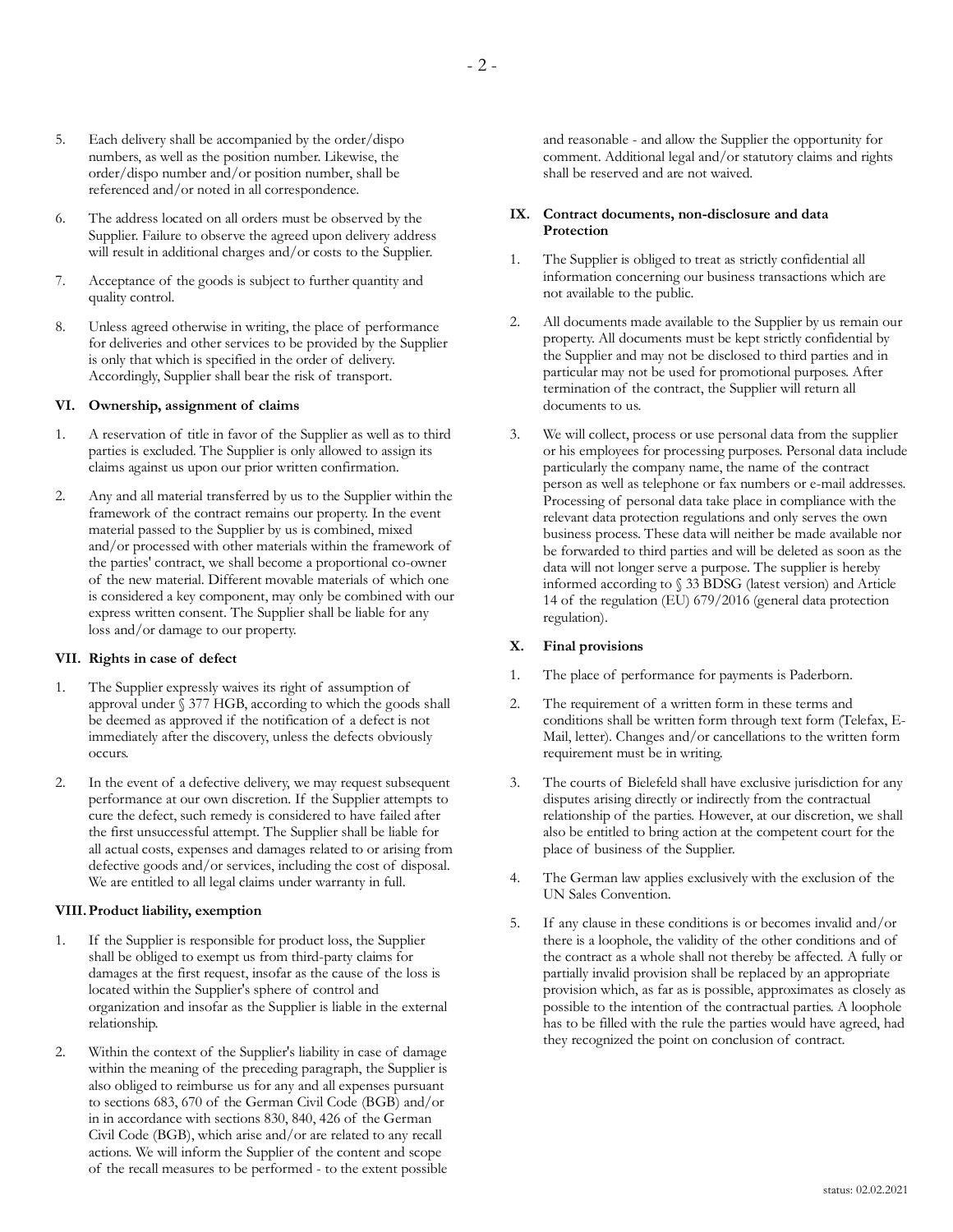5. Each delivery shall be accompanied by the order/dispo numbers, as well as the position number. Likewise, the order/dispo number and/or position number, shall be referenced and/or noted in all correspondence.

6. The address located on all orders must be observed by the Supplier. Failure to observe the agreed upon delivery address will result in additional charges and/or costs to the Supplier.

7. Acceptance of the goods is subject to further quantity and quality control.

8. Unless agreed otherwise in writing, the place of performance for deliveries and other services to be provided by the Supplier is only that which is specified in the order of delivery. Accordingly, Supplier shall bear the risk of transport.

### VI. Ownership, assignment of claims

1. A reservation of title in favor of the Supplier as well as to third parties is excluded. The Supplier is only allowed to assign its claims against us upon our prior written confirmation.

2. Any and all material transferred by us to the Supplier within the framework of the contract remains our property. In the event material passed to the Supplier by us is combined, mixed and/or processed with other materials within the framework of the parties' contract, we shall become a proportional co-owner of the new material. Different movable materials of which one is considered a key component, may only be combined with our express written consent. The Supplier shall be liable for any loss and/or damage to our property.

### VII. Rights in case of defect

1. The Supplier expressly waives its right of assumption of approval under § 377 HGB, according to which the goods shall be deemed as approved if the notification of a defect is not immediately after the discovery, unless the defects obviously occurs.

2. In the event of a defective delivery, we may request subsequent performance at our own discretion. If the Supplier attempts to cure the defect, such remedy is considered to have failed after the first unsuccessful attempt. The Supplier shall be liable for all actual costs, expenses and damages related to or arising from defective goods and/or services, including the cost of disposal. We are entitled to all legal claims under warranty in full.

### VIII. Product liability, exemption

1. If the Supplier is responsible for product loss, the Supplier shall be obliged to exempt us from third-party claims for damages at the first request, insofar as the cause of the loss is located within the Supplier's sphere of control and organization and insofar as the Supplier is liable in the external relationship.

2. Within the context of the Supplier's liability in case of damage within the meaning of the preceding paragraph, the Supplier is also obliged to reimburse us for any and all expenses pursuant to sections 683, 670 of the German Civil Code (BGB) and/or in in accordance with sections 830, 840, 426 of the German Civil Code (BGB), which arise and/or are related to any recall actions. We will inform the Supplier of the content and scope of the recall measures to be performed - to the extent possible and reasonable - and allow the Supplier the opportunity for comment. Additional legal and/or statutory claims and rights shall be reserved and are not waived.

### IX. Contract documents, non-disclosure and data Protection

1. The Supplier is obliged to treat as strictly confidential all information concerning our business transactions which are not available to the public.

2. All documents made available to the Supplier by us remain our property. All documents must be kept strictly confidential by the Supplier and may not be disclosed to third parties and in particular may not be used for promotional purposes. After termination of the contract, the Supplier will return all documents to us.

3. We will collect, process or use personal data from the supplier or his employees for processing purposes. Personal data include particularly the company name, the name of the contract person as well as telephone or fax numbers or e-mail addresses. Processing of personal data take place in compliance with the relevant data protection regulations and only serves the own business process. These data will neither be made available nor be forwarded to third parties and will be deleted as soon as the data will not longer serve a purpose. The supplier is hereby informed according to § 33 BDSG (latest version) and Article 14 of the regulation (EU) 679/2016 (general data protection regulation).

### X. Final provisions

1. The place of performance for payments is Paderborn.

2. The requirement of a written form in these terms and conditions shall be written form through text form (Telefax, E-Mail, letter). Changes and/or cancellations to the written form requirement must be in writing.

3. The courts of Bielefeld shall have exclusive jurisdiction for any disputes arising directly or indirectly from the contractual relationship of the parties. However, at our discretion, we shall also be entitled to bring action at the competent court for the place of business of the Supplier.

4. The German law applies exclusively with the exclusion of the UN Sales Convention.

5. If any clause in these conditions is or becomes invalid and/or there is a loophole, the validity of the other conditions and of the contract as a whole shall not thereby be affected. A fully or partially invalid provision shall be replaced by an appropriate provision which, as far as is possible, approximates as closely as possible to the intention of the contractual parties. A loophole has to be filled with the rule the parties would have agreed, had they recognized the point on conclusion of contract.

status: 02.02.2021